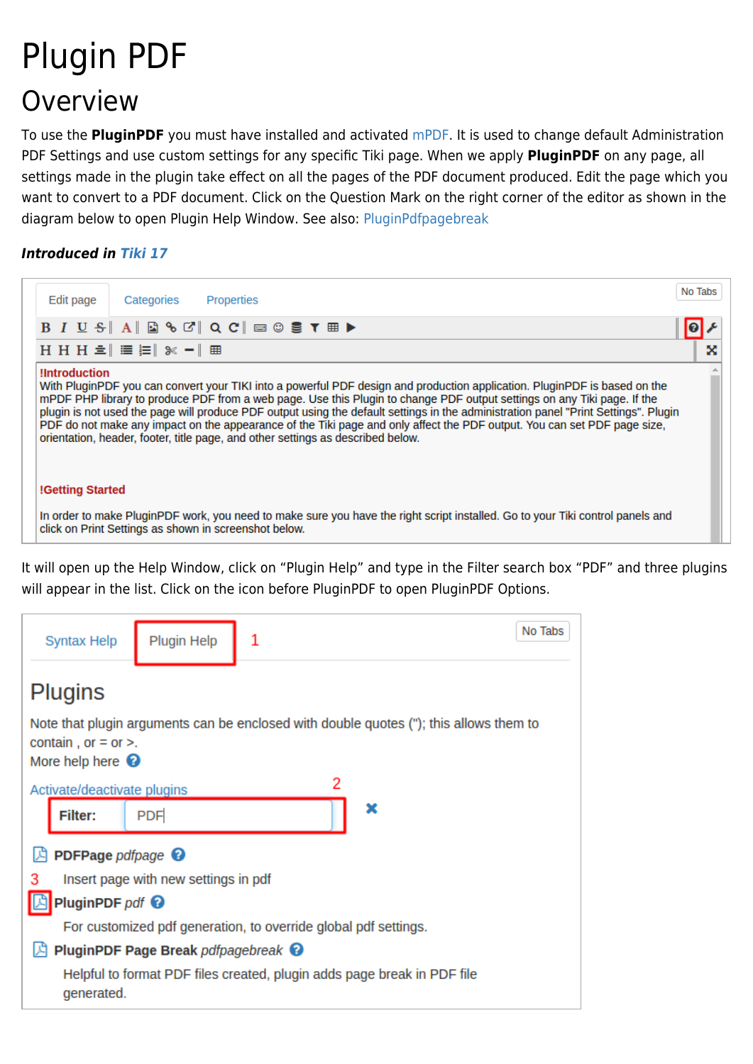# Plugin PDF

## Overview

To use the **PluginPDF** you must have installed and activated mPDF. It is used to change default Administration PDF Settings and use custom settings for any specific Tiki page. When we apply **PluginPDF** on any page, all settings made in the plugin take effect on all the pages of the PDF document produced. Edit the page which you want to convert to a PDF document. Click on the Question Mark on the right corner of the editor as shown in the diagram below to open Plugin Help Window. See also: PluginPdfpagebreak

***Introduced in Tiki 17***

It will open up the Help Window, click on "Plugin Help" and type in the Filter search box "PDF" and three plugins will appear in the list. Click on the icon before PluginPDF to open PluginPDF Options.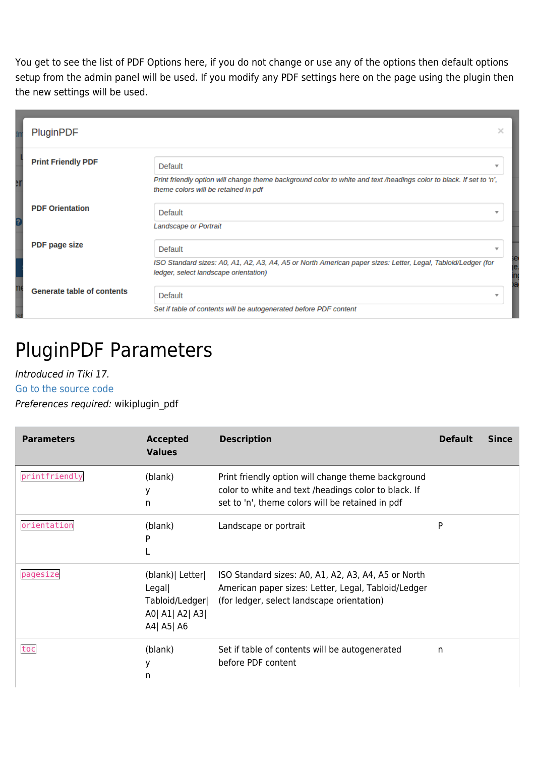You get to see the list of PDF Options here, if you do not change or use any of the options then default options setup from the admin panel will be used. If you modify any PDF settings here on the page using the plugin then the new settings will be used.

PluginPDF

**Print Friendly PDF**
Default
*Print friendly option will change theme background color to white and text /headings color to black. If set to 'n', theme colors will be retained in pdf*

**PDF Orientation**
Default
*Landscape or Portrait*

**PDF page size**
Default
*ISO Standard sizes: A0, A1, A2, A3, A4, A5 or North American paper sizes: Letter, Legal, Tabloid/Ledger (for ledger, select landscape orientation)*

**Generate table of contents**
Default
*Set if table of contents will be autogenerated before PDF content*

# PluginPDF Parameters

*Introduced in Tiki 17.*
Go to the source code
*Preferences required:* wikiplugin_pdf

| Parameters | Accepted Values | Description | Default | Since |
| --- | --- | --- | --- | --- |
| `printfriendly` | (blank)<br>y<br>n | Print friendly option will change theme background color to white and text /headings color to black. If set to 'n', theme colors will be retained in pdf | | |
| `orientation` | (blank)<br>P<br>L | Landscape or portrait | P | |
| `pagesize` | (blank)\| Letter\| Legal\| Tabloid/Ledger\| A0\| A1\| A2\| A3\| A4\| A5\| A6 | ISO Standard sizes: A0, A1, A2, A3, A4, A5 or North American paper sizes: Letter, Legal, Tabloid/Ledger (for ledger, select landscape orientation) | | |
| `toc` | (blank)<br>y<br>n | Set if table of contents will be autogenerated before PDF content | n | |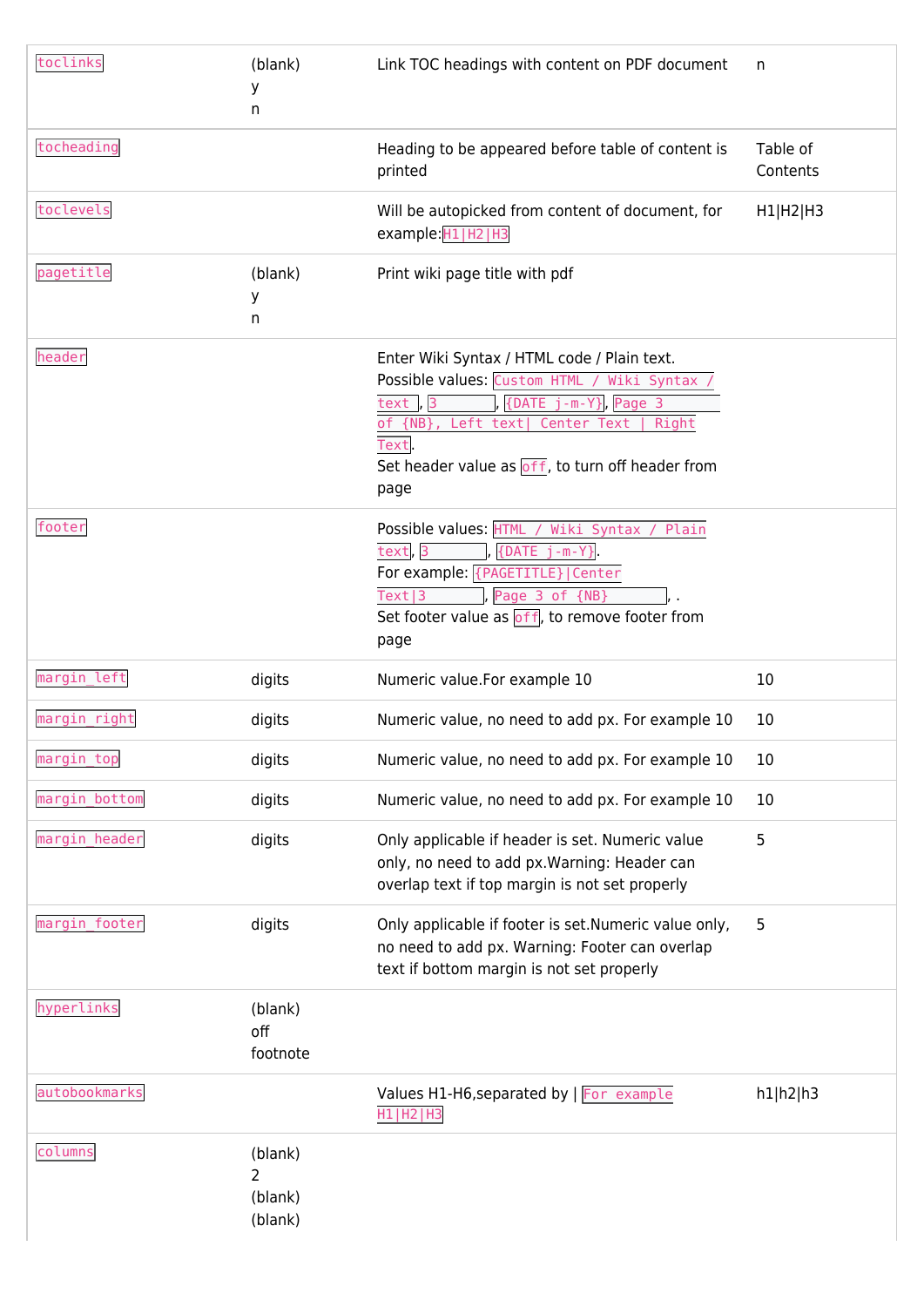| | | | |
|---|---|---|---|
| `toclinks` | (blank)<br>y<br>n | Link TOC headings with content on PDF document | n |
| `tocheading` | | Heading to be appeared before table of content is printed | Table of Contents |
| `toclevels` | | Will be autopicked from content of document, for example:`H1\|H2\|H3` | H1\|H2\|H3 |
| `pagetitle` | (blank)<br>y<br>n | Print wiki page title with pdf | |
| `header` | | Enter Wiki Syntax / HTML code / Plain text.<br>Possible values: `Custom HTML / Wiki Syntax / text`, `3`, `{DATE j-m-Y}`, `Page 3 of {NB}, Left text\| Center Text \| Right Text`.<br>Set header value as `off`, to turn off header from page | |
| `footer` | | Possible values: `HTML / Wiki Syntax / Plain text`, `3`, `{DATE j-m-Y}`.<br>For example: `{PAGETITLE}\|Center Text\|3`, `Page 3 of {NB}`, .<br>Set footer value as `off`, to remove footer from page | |
| `margin_left` | digits | Numeric value.For example 10 | 10 |
| `margin_right` | digits | Numeric value, no need to add px. For example 10 | 10 |
| `margin_top` | digits | Numeric value, no need to add px. For example 10 | 10 |
| `margin_bottom` | digits | Numeric value, no need to add px. For example 10 | 10 |
| `margin_header` | digits | Only applicable if header is set. Numeric value only, no need to add px.Warning: Header can overlap text if top margin is not set properly | 5 |
| `margin_footer` | digits | Only applicable if footer is set.Numeric value only, no need to add px. Warning: Footer can overlap text if bottom margin is not set properly | 5 |
| `hyperlinks` | (blank)<br>off<br>footnote | | |
| `autobookmarks` | | Values H1-H6,separated by \| `For example H1\|H2\|H3` | h1\|h2\|h3 |
| `columns` | (blank)<br>2<br>(blank)<br>(blank) | | |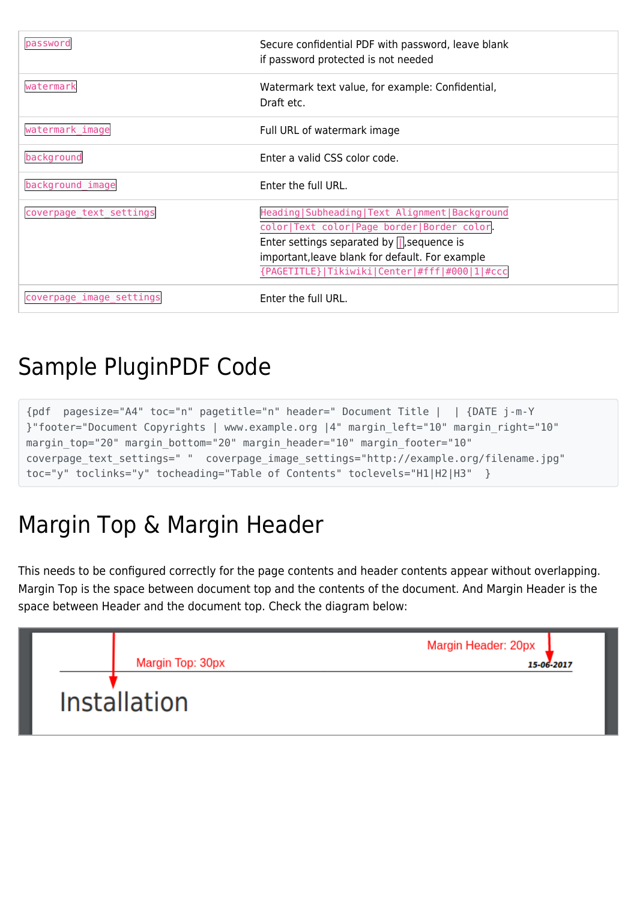| `password` | Secure confidential PDF with password, leave blank if password protected is not needed |
|---|---|
| `watermark` | Watermark text value, for example: Confidential, Draft etc. |
| `watermark_image` | Full URL of watermark image |
| `background` | Enter a valid CSS color code. |
| `background_image` | Enter the full URL. |
| `coverpage_text_settings` | `Heading\|Subheading\|Text Alignment\|Background color\|Text color\|Page border\|Border color`. Enter settings separated by `\|`,sequence is important,leave blank for default. For example `{PAGETITLE}\|Tikiwiki\|Center\|#fff\|#000\|1\|#ccc` |
| `coverpage_image_settings` | Enter the full URL. |

# Sample PluginPDF Code

```
{pdf  pagesize="A4" toc="n" pagetitle="n" header=" Document Title |  | {DATE j-m-Y
}"footer="Document Copyrights | www.example.org |4" margin_left="10" margin_right="10"
margin_top="20" margin_bottom="20" margin_header="10" margin_footer="10"
coverpage_text_settings=" "  coverpage_image_settings="http://example.org/filename.jpg"
toc="y" toclinks="y" tocheading="Table of Contents" toclevels="H1|H2|H3"  }
```

# Margin Top & Margin Header

This needs to be configured correctly for the page contents and header contents appear without overlapping. Margin Top is the space between document top and the contents of the document. And Margin Header is the space between Header and the document top. Check the diagram below: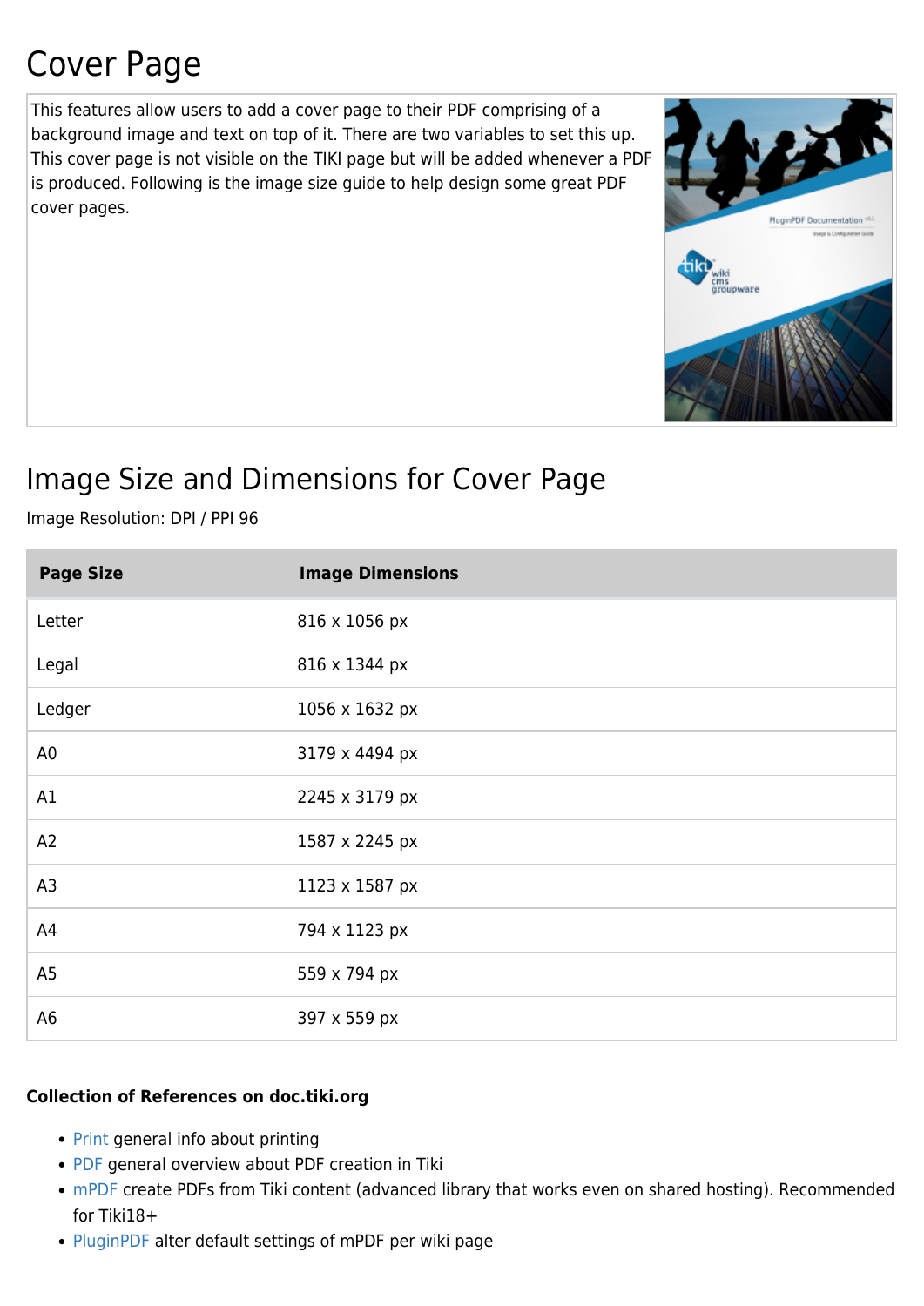# Cover Page

This features allow users to add a cover page to their PDF comprising of a background image and text on top of it. There are two variables to set this up. This cover page is not visible on the TIKI page but will be added whenever a PDF is produced. Following is the image size guide to help design some great PDF cover pages.

# Image Size and Dimensions for Cover Page

Image Resolution: DPI / PPI 96

| Page Size | Image Dimensions |
|---|---|
| Letter | 816 x 1056 px |
| Legal | 816 x 1344 px |
| Ledger | 1056 x 1632 px |
| A0 | 3179 x 4494 px |
| A1 | 2245 x 3179 px |
| A2 | 1587 x 2245 px |
| A3 | 1123 x 1587 px |
| A4 | 794 x 1123 px |
| A5 | 559 x 794 px |
| A6 | 397 x 559 px |

**Collection of References on doc.tiki.org**

- Print general info about printing
- PDF general overview about PDF creation in Tiki
- mPDF create PDFs from Tiki content (advanced library that works even on shared hosting). Recommended for Tiki18+
- PluginPDF alter default settings of mPDF per wiki page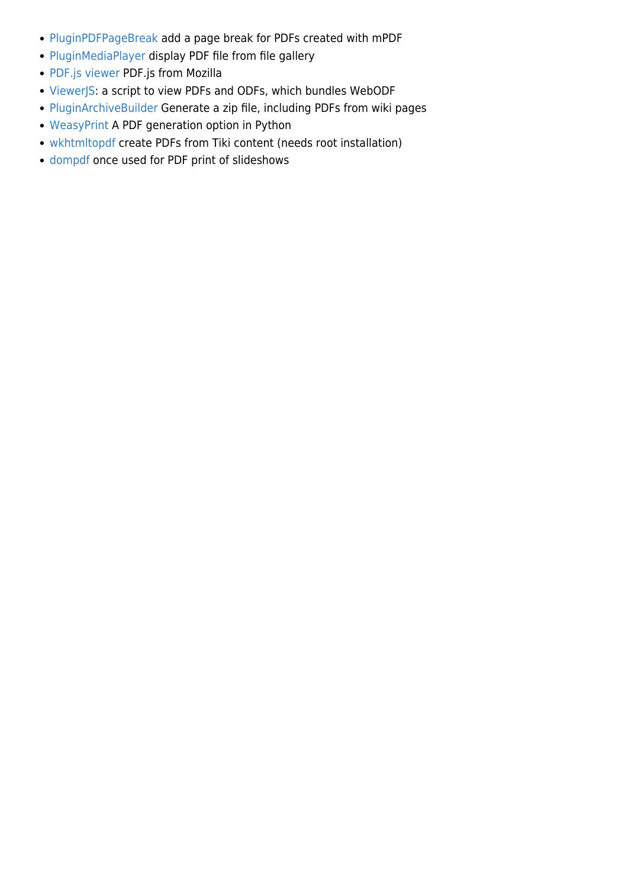- PluginPDFPageBreak add a page break for PDFs created with mPDF
- PluginMediaPlayer display PDF file from file gallery
- PDF.js viewer PDF.js from Mozilla
- ViewerJS: a script to view PDFs and ODFs, which bundles WebODF
- PluginArchiveBuilder Generate a zip file, including PDFs from wiki pages
- WeasyPrint A PDF generation option in Python
- wkhtmltopdf create PDFs from Tiki content (needs root installation)
- dompdf once used for PDF print of slideshows